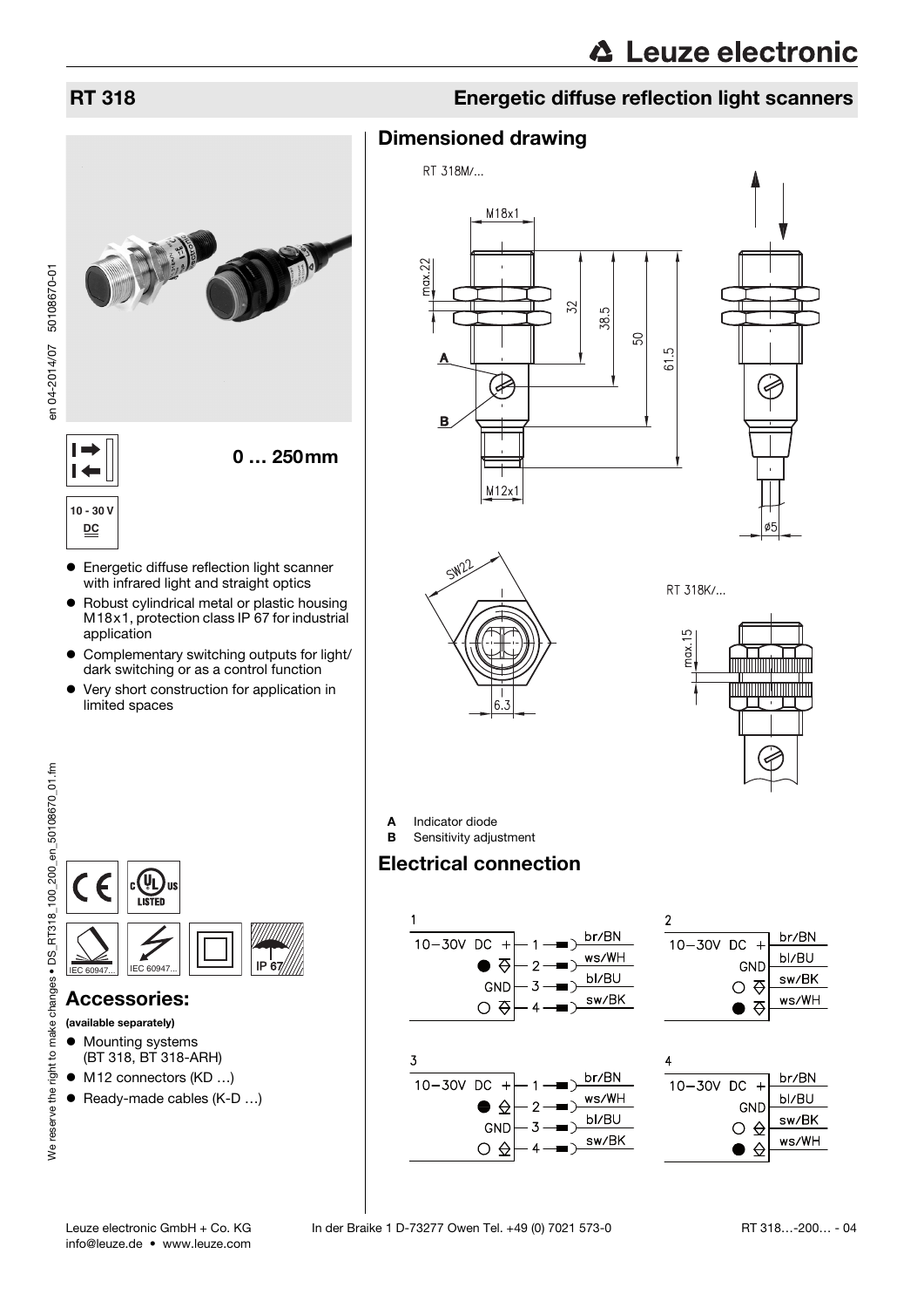# RT 318

## Energetic diffuse reflection light scanners

0 … 250 mm

10 - 30 V DC

- Energetic diffuse reflection light scanner with infrared light and straight optics
- Robust cylindrical metal or plastic housing M18x1, protection class IP 67 for industrial application
- Complementary switching outputs for light/dark switching or as a control function
- Very short construction for application in limited spaces

IEC 60947... IEC 60947... IP 67

## Accessories:

**(available separately)**

- Mounting systems (BT 318, BT 318-ARH)
- M12 connectors (KD …)
- Ready-made cables (K-D …)

## Dimensioned drawing

RT 318M/...

M18x1, max.22, 32, 38.5, 50, 61.5, M12x1, ø5, SW22, 6.3

RT 318K/...

max.15

**A** Indicator diode
**B** Sensitivity adjustment

## Electrical connection

1

| | Pin | Wire |
|---|---|---|
| 10-30V DC + | 1 | br/BN |
| ● | 2 | ws/WH |
| GND | 3 | bl/BU |
| ○ | 4 | sw/BK |

2

| | Wire |
|---|---|
| 10-30V DC + | br/BN |
| GND | bl/BU |
| ○ | sw/BK |
| ● | ws/WH |

3

| | Pin | Wire |
|---|---|---|
| 10-30V DC + | 1 | br/BN |
| ● | 2 | ws/WH |
| GND | 3 | bl/BU |
| ○ | 4 | sw/BK |

4

| | Wire |
|---|---|
| 10-30V DC + | br/BN |
| GND | bl/BU |
| ○ | sw/BK |
| ● | ws/WH |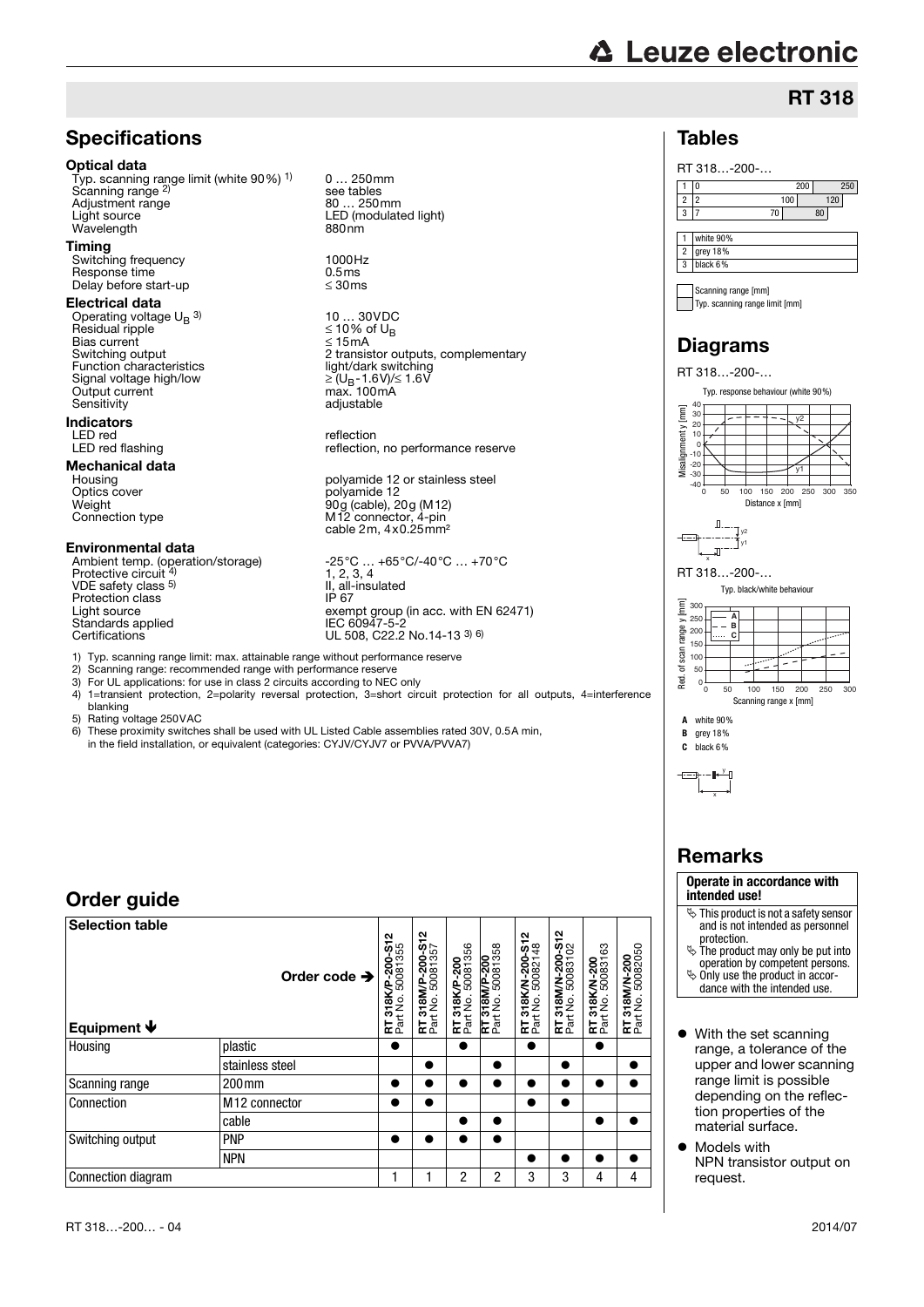# RT 318

## Specifications

**Optical data**

| | |
|---|---|
| Typ. scanning range limit (white 90%) 1) | 0 … 250mm |
| Scanning range 2) | see tables |
| Adjustment range | 80 … 250mm |
| Light source | LED (modulated light) |
| Wavelength | 880nm |

**Timing**

| | |
|---|---|
| Switching frequency | 1000Hz |
| Response time | 0.5ms |
| Delay before start-up | ≤ 30ms |

**Electrical data**

| | |
|---|---|
| Operating voltage $U_B$ 3) | 10 … 30VDC |
| Residual ripple | ≤ 10% of $U_B$ |
| Bias current | ≤ 15mA |
| Switching output | 2 transistor outputs, complementary |
| Function characteristics | light/dark switching |
| Signal voltage high/low | ≥ ($U_B$-1.6V)/≤ 1.6V |
| Output current | max. 100mA |
| Sensitivity | adjustable |

**Indicators**

| | |
|---|---|
| LED red | reflection |
| LED red flashing | reflection, no performance reserve |

**Mechanical data**

| | |
|---|---|
| Housing | polyamide 12 or stainless steel |
| Optics cover | polyamide 12 |
| Weight | 90g (cable), 20g (M12) |
| Connection type | M12 connector, 4-pin<br>cable 2m, 4x0.25mm² |

**Environmental data**

| | |
|---|---|
| Ambient temp. (operation/storage) | -25°C … +65°C/-40°C … +70°C |
| Protective circuit 4) | 1, 2, 3, 4 |
| VDE safety class 5) | II, all-insulated |
| Protection class | IP 67 |
| Light source | exempt group (in acc. with EN 62471) |
| Standards applied | IEC 60947-5-2 |
| Certifications | UL 508, C22.2 No.14-13 3) 6) |

1) Typ. scanning range limit: max. attainable range without performance reserve
2) Scanning range: recommended range with performance reserve
3) For UL applications: for use in class 2 circuits according to NEC only
4) 1=transient protection, 2=polarity reversal protection, 3=short circuit protection for all outputs, 4=interference blanking
5) Rating voltage 250VAC
6) These proximity switches shall be used with UL Listed Cable assemblies rated 30V, 0.5A min, in the field installation, or equivalent (categories: CYJV/CYJV7 or PVVA/PVVA7)

## Order guide

| Selection table<br>Equipment ↓ | Order code ➔ | RT 318K/P-200-S12<br>Part No. 50081355 | RT 318M/P-200-S12<br>Part No. 50081357 | RT 318K/P-200<br>Part No. 50081356 | RT 318M/P-200<br>Part No. 50081358 | RT 318K/N-200-S12<br>Part No. 50082148 | RT 318M/N-200-S12<br>Part No. 50083102 | RT 318K/N-200<br>Part No. 50083163 | RT 318M/N-200<br>Part No. 50082050 |
|---|---|---|---|---|---|---|---|---|---|
| Housing | plastic | ● | | ● | | ● | | ● | |
| | stainless steel | | ● | | ● | | ● | | ● |
| Scanning range | 200mm | ● | ● | ● | ● | ● | ● | ● | ● |
| Connection | M12 connector | ● | ● | | | ● | ● | | |
| | cable | | | ● | ● | | | ● | ● |
| Switching output | PNP | ● | ● | ● | ● | | | | |
| | NPN | | | | | ● | ● | ● | ● |
| Connection diagram | | 1 | 1 | 2 | 2 | 3 | 3 | 4 | 4 |

## Tables

RT 318…-200-…

| | | | |
|---|---|---|---|
| 1 | 0 | 200 | 250 |
| 2 | 2 | 100 | 120 |
| 3 | 7 | 70 | 80 |

| | |
|---|---|
| 1 | white 90% |
| 2 | grey 18% |
| 3 | black 6% |

Scanning range [mm]
Typ. scanning range limit [mm]

## Diagrams

RT 318…-200-…

Typ. response behaviour (white 90%)

Misalignment y [mm]
40
30
20
10
0
-10
-20
-30
-40
0 50 100 150 200 250 300 350
Distance x [mm]
y1
y2
x

RT 318…-200-…

Typ. black/white behaviour

Red. of scan range y [mm]
300
250
200
150
100
50
0
0 50 100 150 200 250 300
Scanning range x [mm]
A
B
C
y
x

**A** white 90%
**B** grey 18%
**C** black 6%

## Remarks

**Operate in accordance with intended use!**

- This product is not a safety sensor and is not intended as personnel protection.
- The product may only be put into operation by competent persons.
- Only use the product in accordance with the intended use.

- With the set scanning range, a tolerance of the upper and lower scanning range limit is possible depending on the reflection properties of the material surface.
- Models with NPN transistor output on request.